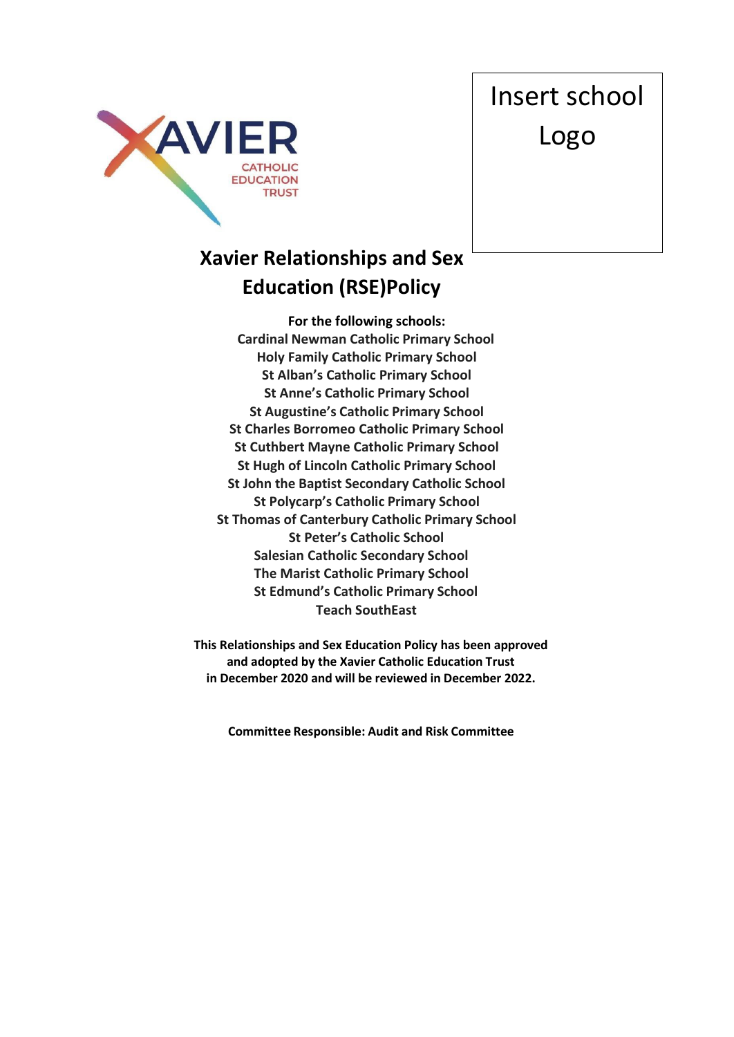XAVIER CATHOLIC EDUCATION TRUST

Insert school Logo

# Xavier Relationships and Sex Education (RSE)Policy

**For the following schools:**
**Cardinal Newman Catholic Primary School**
**Holy Family Catholic Primary School**
**St Alban's Catholic Primary School**
**St Anne's Catholic Primary School**
**St Augustine's Catholic Primary School**
**St Charles Borromeo Catholic Primary School**
**St Cuthbert Mayne Catholic Primary School**
**St Hugh of Lincoln Catholic Primary School**
**St John the Baptist Secondary Catholic School**
**St Polycarp's Catholic Primary School**
**St Thomas of Canterbury Catholic Primary School**
**St Peter's Catholic School**
**Salesian Catholic Secondary School**
**The Marist Catholic Primary School**
**St Edmund's Catholic Primary School**
**Teach SouthEast**

**This Relationships and Sex Education Policy has been approved and adopted by the Xavier Catholic Education Trust in December 2020 and will be reviewed in December 2022.**

**Committee Responsible: Audit and Risk Committee**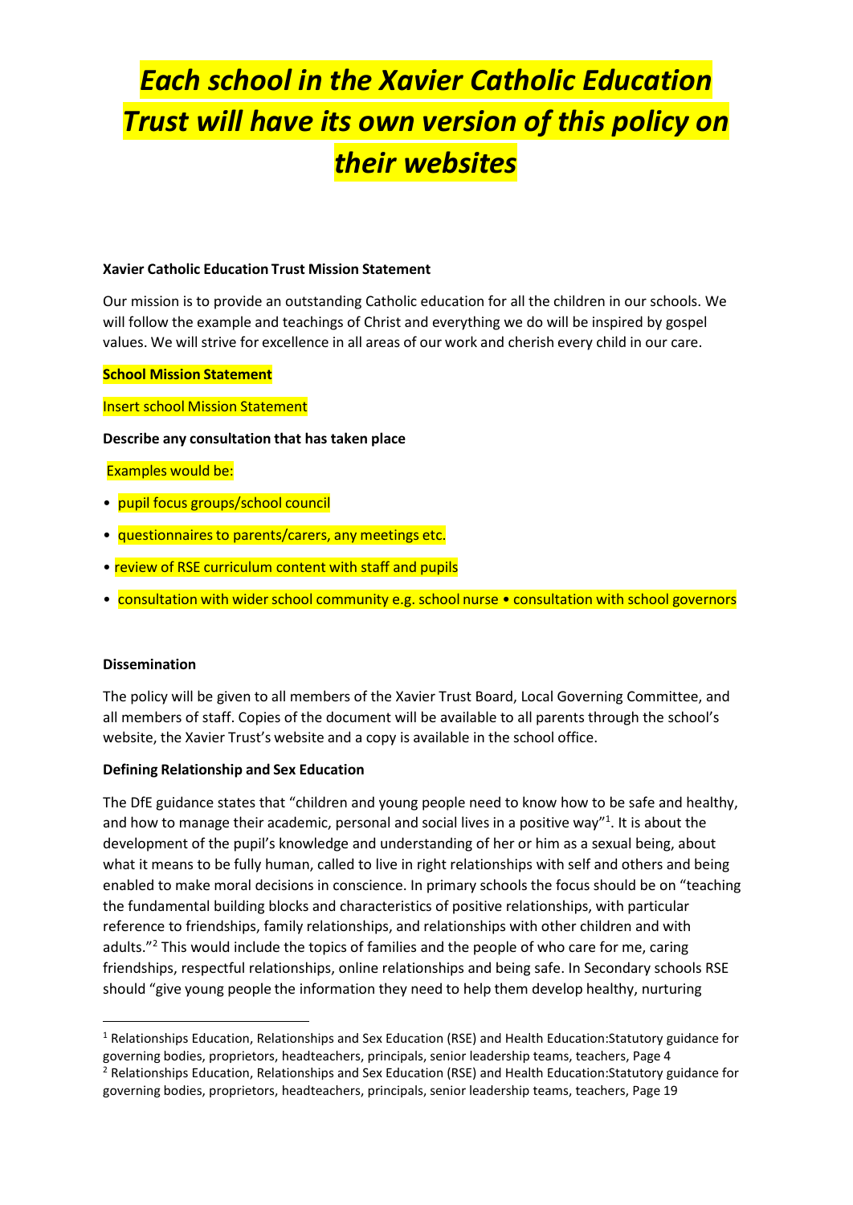# *Each school in the Xavier Catholic Education Trust will have its own version of this policy on their websites*

**Xavier Catholic Education Trust Mission Statement**

Our mission is to provide an outstanding Catholic education for all the children in our schools. We will follow the example and teachings of Christ and everything we do will be inspired by gospel values. We will strive for excellence in all areas of our work and cherish every child in our care.

**School Mission Statement**

Insert school Mission Statement

**Describe any consultation that has taken place**

Examples would be:

- pupil focus groups/school council
- questionnaires to parents/carers, any meetings etc.
- review of RSE curriculum content with staff and pupils
- consultation with wider school community e.g. school nurse • consultation with school governors

**Dissemination**

The policy will be given to all members of the Xavier Trust Board, Local Governing Committee, and all members of staff. Copies of the document will be available to all parents through the school's website, the Xavier Trust's website and a copy is available in the school office.

**Defining Relationship and Sex Education**

The DfE guidance states that "children and young people need to know how to be safe and healthy, and how to manage their academic, personal and social lives in a positive way"[1]. It is about the development of the pupil's knowledge and understanding of her or him as a sexual being, about what it means to be fully human, called to live in right relationships with self and others and being enabled to make moral decisions in conscience. In primary schools the focus should be on "teaching the fundamental building blocks and characteristics of positive relationships, with particular reference to friendships, family relationships, and relationships with other children and with adults."[2] This would include the topics of families and the people of who care for me, caring friendships, respectful relationships, online relationships and being safe. In Secondary schools RSE should "give young people the information they need to help them develop healthy, nurturing

[1] Relationships Education, Relationships and Sex Education (RSE) and Health Education:Statutory guidance for governing bodies, proprietors, headteachers, principals, senior leadership teams, teachers, Page 4

[2] Relationships Education, Relationships and Sex Education (RSE) and Health Education:Statutory guidance for governing bodies, proprietors, headteachers, principals, senior leadership teams, teachers, Page 19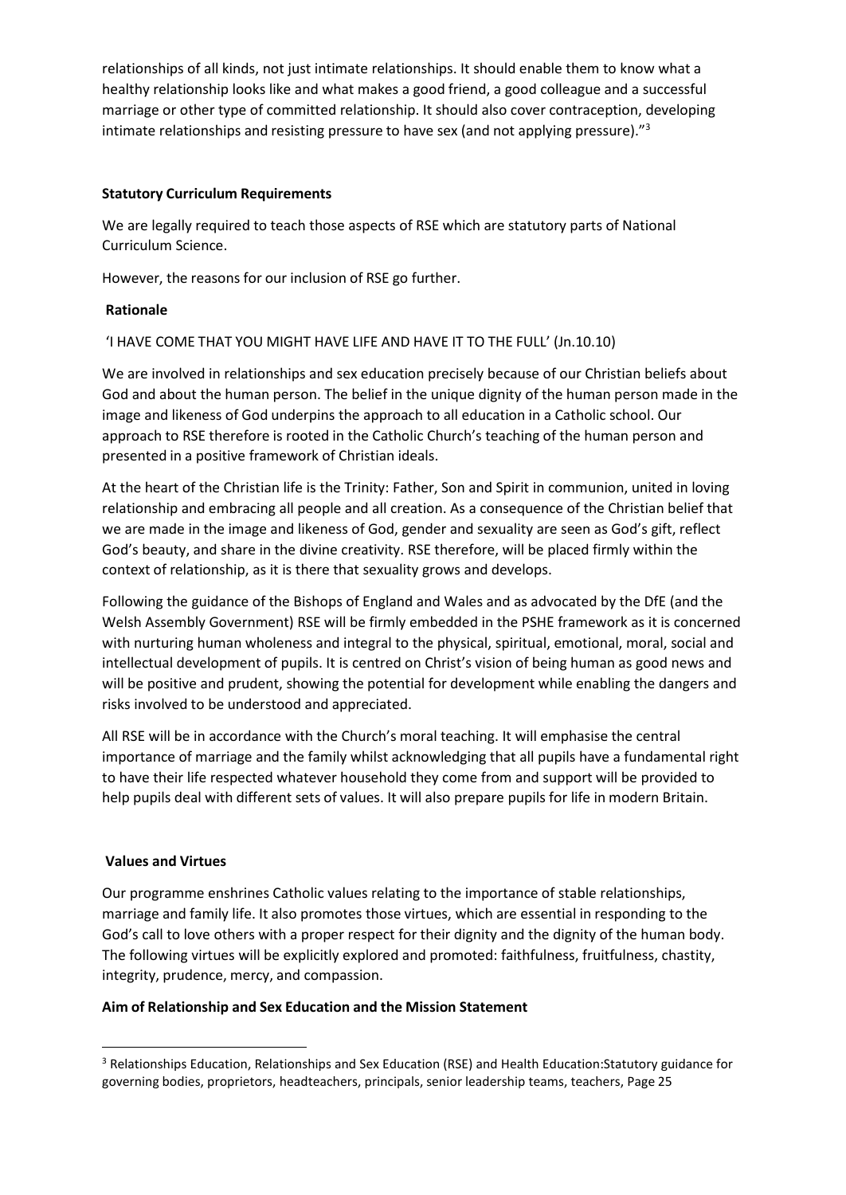relationships of all kinds, not just intimate relationships. It should enable them to know what a healthy relationship looks like and what makes a good friend, a good colleague and a successful marriage or other type of committed relationship. It should also cover contraception, developing intimate relationships and resisting pressure to have sex (and not applying pressure)."[3]

**Statutory Curriculum Requirements**

We are legally required to teach those aspects of RSE which are statutory parts of National Curriculum Science.

However, the reasons for our inclusion of RSE go further.

**Rationale**

'I HAVE COME THAT YOU MIGHT HAVE LIFE AND HAVE IT TO THE FULL' (Jn.10.10)

We are involved in relationships and sex education precisely because of our Christian beliefs about God and about the human person. The belief in the unique dignity of the human person made in the image and likeness of God underpins the approach to all education in a Catholic school. Our approach to RSE therefore is rooted in the Catholic Church's teaching of the human person and presented in a positive framework of Christian ideals.

At the heart of the Christian life is the Trinity: Father, Son and Spirit in communion, united in loving relationship and embracing all people and all creation. As a consequence of the Christian belief that we are made in the image and likeness of God, gender and sexuality are seen as God's gift, reflect God's beauty, and share in the divine creativity. RSE therefore, will be placed firmly within the context of relationship, as it is there that sexuality grows and develops.

Following the guidance of the Bishops of England and Wales and as advocated by the DfE (and the Welsh Assembly Government) RSE will be firmly embedded in the PSHE framework as it is concerned with nurturing human wholeness and integral to the physical, spiritual, emotional, moral, social and intellectual development of pupils. It is centred on Christ's vision of being human as good news and will be positive and prudent, showing the potential for development while enabling the dangers and risks involved to be understood and appreciated.

All RSE will be in accordance with the Church's moral teaching. It will emphasise the central importance of marriage and the family whilst acknowledging that all pupils have a fundamental right to have their life respected whatever household they come from and support will be provided to help pupils deal with different sets of values. It will also prepare pupils for life in modern Britain.

**Values and Virtues**

Our programme enshrines Catholic values relating to the importance of stable relationships, marriage and family life. It also promotes those virtues, which are essential in responding to the God's call to love others with a proper respect for their dignity and the dignity of the human body. The following virtues will be explicitly explored and promoted: faithfulness, fruitfulness, chastity, integrity, prudence, mercy, and compassion.

**Aim of Relationship and Sex Education and the Mission Statement**

[3] Relationships Education, Relationships and Sex Education (RSE) and Health Education:Statutory guidance for governing bodies, proprietors, headteachers, principals, senior leadership teams, teachers, Page 25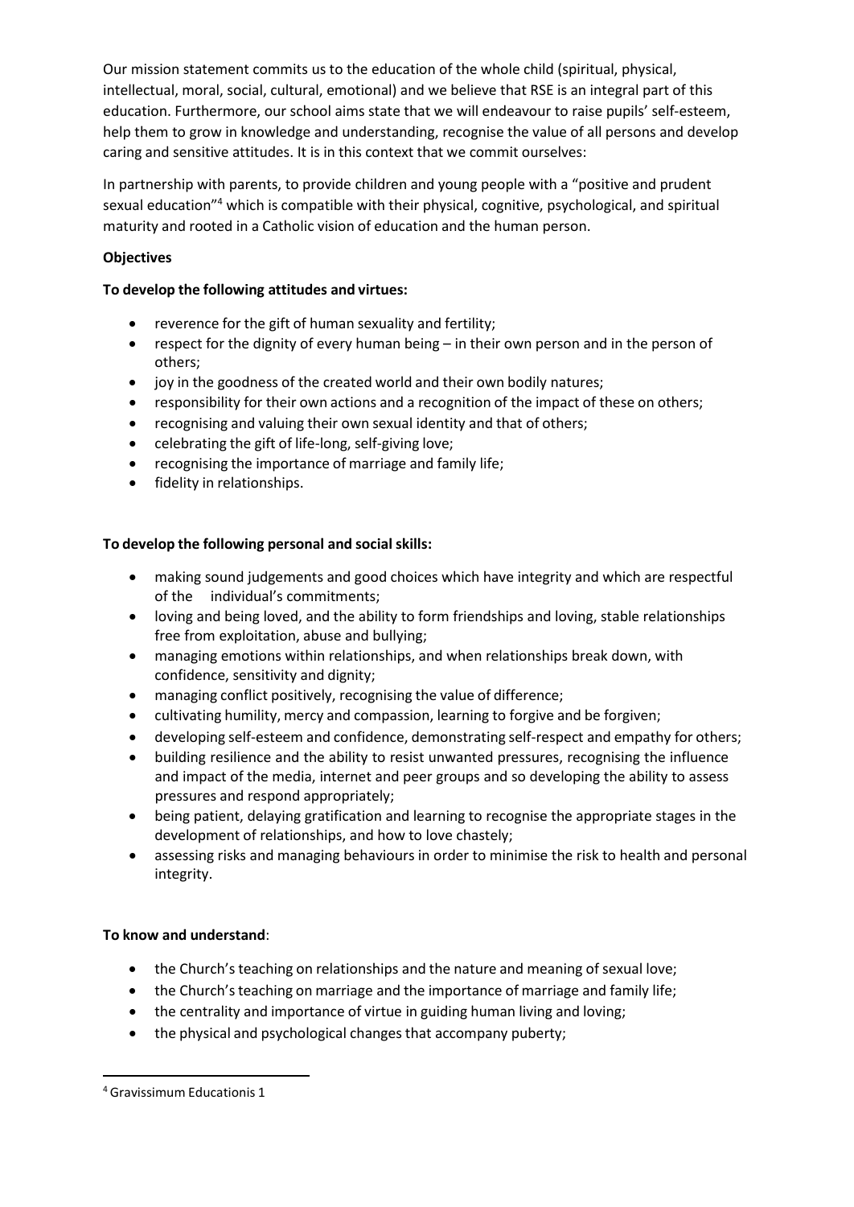Our mission statement commits us to the education of the whole child (spiritual, physical, intellectual, moral, social, cultural, emotional) and we believe that RSE is an integral part of this education. Furthermore, our school aims state that we will endeavour to raise pupils' self-esteem, help them to grow in knowledge and understanding, recognise the value of all persons and develop caring and sensitive attitudes. It is in this context that we commit ourselves:

In partnership with parents, to provide children and young people with a "positive and prudent sexual education"[4] which is compatible with their physical, cognitive, psychological, and spiritual maturity and rooted in a Catholic vision of education and the human person.

**Objectives**

**To develop the following attitudes and virtues:**

- reverence for the gift of human sexuality and fertility;
- respect for the dignity of every human being – in their own person and in the person of others;
- joy in the goodness of the created world and their own bodily natures;
- responsibility for their own actions and a recognition of the impact of these on others;
- recognising and valuing their own sexual identity and that of others;
- celebrating the gift of life-long, self-giving love;
- recognising the importance of marriage and family life;
- fidelity in relationships.

**To develop the following personal and social skills:**

- making sound judgements and good choices which have integrity and which are respectful of the individual's commitments;
- loving and being loved, and the ability to form friendships and loving, stable relationships free from exploitation, abuse and bullying;
- managing emotions within relationships, and when relationships break down, with confidence, sensitivity and dignity;
- managing conflict positively, recognising the value of difference;
- cultivating humility, mercy and compassion, learning to forgive and be forgiven;
- developing self-esteem and confidence, demonstrating self-respect and empathy for others;
- building resilience and the ability to resist unwanted pressures, recognising the influence and impact of the media, internet and peer groups and so developing the ability to assess pressures and respond appropriately;
- being patient, delaying gratification and learning to recognise the appropriate stages in the development of relationships, and how to love chastely;
- assessing risks and managing behaviours in order to minimise the risk to health and personal integrity.

**To know and understand**:

- the Church's teaching on relationships and the nature and meaning of sexual love;
- the Church's teaching on marriage and the importance of marriage and family life;
- the centrality and importance of virtue in guiding human living and loving;
- the physical and psychological changes that accompany puberty;

[4] Gravissimum Educationis 1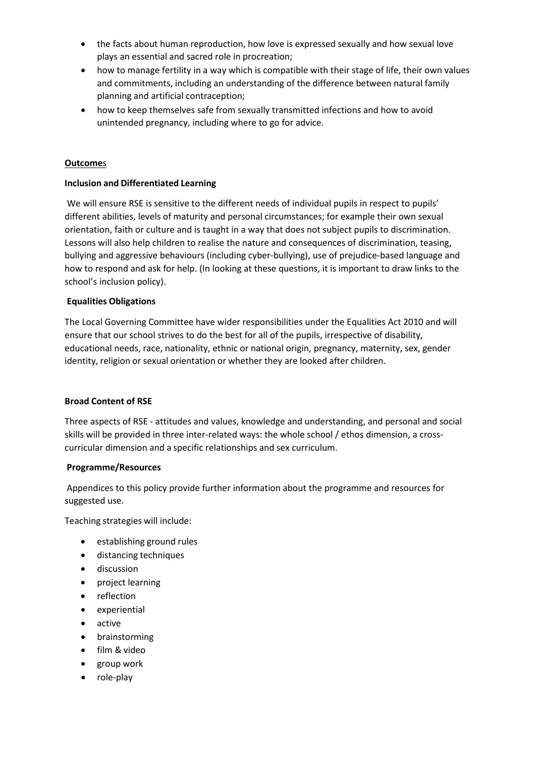- the facts about human reproduction, how love is expressed sexually and how sexual love plays an essential and sacred role in procreation;
- how to manage fertility in a way which is compatible with their stage of life, their own values and commitments, including an understanding of the difference between natural family planning and artificial contraception;
- how to keep themselves safe from sexually transmitted infections and how to avoid unintended pregnancy, including where to go for advice.

**Outcomes**

**Inclusion and Differentiated Learning**

We will ensure RSE is sensitive to the different needs of individual pupils in respect to pupils' different abilities, levels of maturity and personal circumstances; for example their own sexual orientation, faith or culture and is taught in a way that does not subject pupils to discrimination. Lessons will also help children to realise the nature and consequences of discrimination, teasing, bullying and aggressive behaviours (including cyber-bullying), use of prejudice-based language and how to respond and ask for help. (In looking at these questions, it is important to draw links to the school's inclusion policy).

**Equalities Obligations**

The Local Governing Committee have wider responsibilities under the Equalities Act 2010 and will ensure that our school strives to do the best for all of the pupils, irrespective of disability, educational needs, race, nationality, ethnic or national origin, pregnancy, maternity, sex, gender identity, religion or sexual orientation or whether they are looked after children.

**Broad Content of RSE**

Three aspects of RSE - attitudes and values, knowledge and understanding, and personal and social skills will be provided in three inter-related ways: the whole school / ethos dimension, a cross-curricular dimension and a specific relationships and sex curriculum.

**Programme/Resources**

Appendices to this policy provide further information about the programme and resources for suggested use.

Teaching strategies will include:

- establishing ground rules
- distancing techniques
- discussion
- project learning
- reflection
- experiential
- active
- brainstorming
- film & video
- group work
- role-play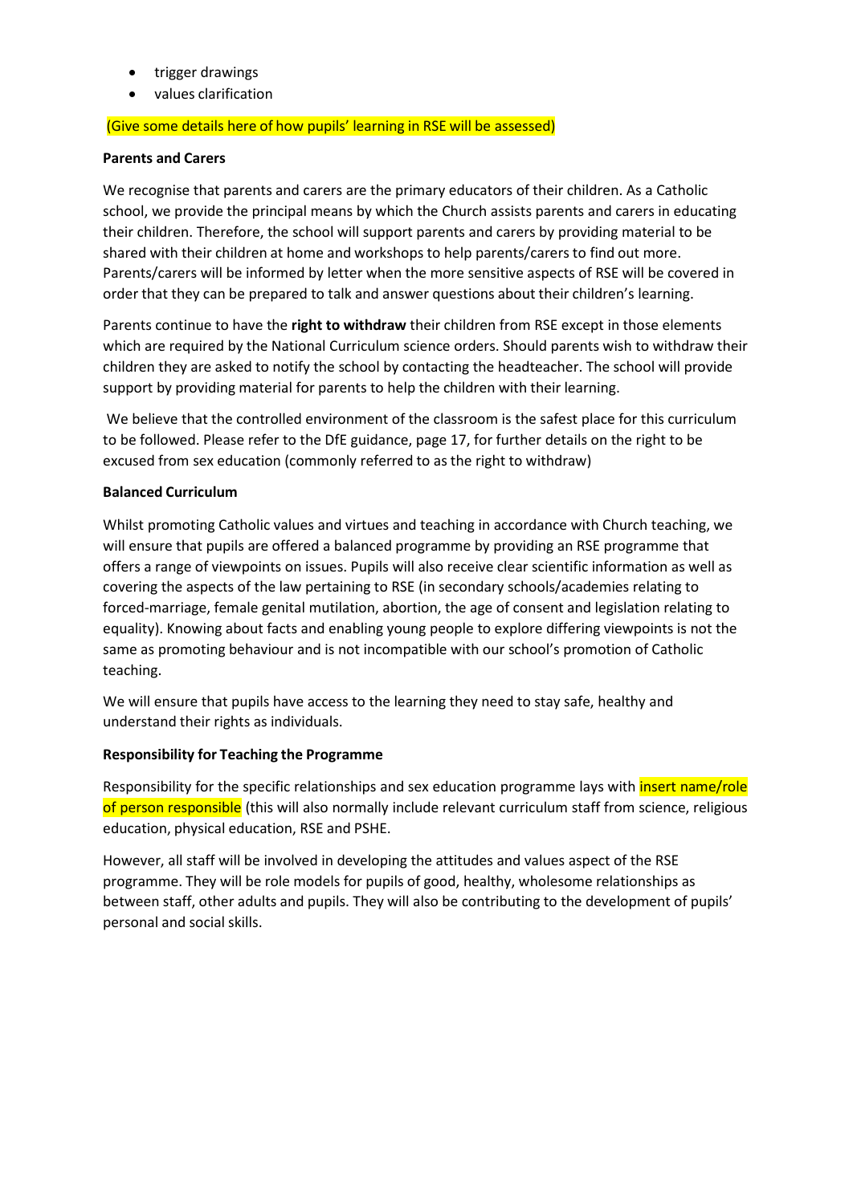- trigger drawings
- values clarification

(Give some details here of how pupils' learning in RSE will be assessed)

**Parents and Carers**

We recognise that parents and carers are the primary educators of their children. As a Catholic school, we provide the principal means by which the Church assists parents and carers in educating their children. Therefore, the school will support parents and carers by providing material to be shared with their children at home and workshops to help parents/carers to find out more. Parents/carers will be informed by letter when the more sensitive aspects of RSE will be covered in order that they can be prepared to talk and answer questions about their children's learning.

Parents continue to have the **right to withdraw** their children from RSE except in those elements which are required by the National Curriculum science orders. Should parents wish to withdraw their children they are asked to notify the school by contacting the headteacher. The school will provide support by providing material for parents to help the children with their learning.

We believe that the controlled environment of the classroom is the safest place for this curriculum to be followed. Please refer to the DfE guidance, page 17, for further details on the right to be excused from sex education (commonly referred to as the right to withdraw)

**Balanced Curriculum**

Whilst promoting Catholic values and virtues and teaching in accordance with Church teaching, we will ensure that pupils are offered a balanced programme by providing an RSE programme that offers a range of viewpoints on issues. Pupils will also receive clear scientific information as well as covering the aspects of the law pertaining to RSE (in secondary schools/academies relating to forced-marriage, female genital mutilation, abortion, the age of consent and legislation relating to equality). Knowing about facts and enabling young people to explore differing viewpoints is not the same as promoting behaviour and is not incompatible with our school's promotion of Catholic teaching.

We will ensure that pupils have access to the learning they need to stay safe, healthy and understand their rights as individuals.

**Responsibility for Teaching the Programme**

Responsibility for the specific relationships and sex education programme lays with insert name/role of person responsible (this will also normally include relevant curriculum staff from science, religious education, physical education, RSE and PSHE.

However, all staff will be involved in developing the attitudes and values aspect of the RSE programme. They will be role models for pupils of good, healthy, wholesome relationships as between staff, other adults and pupils. They will also be contributing to the development of pupils' personal and social skills.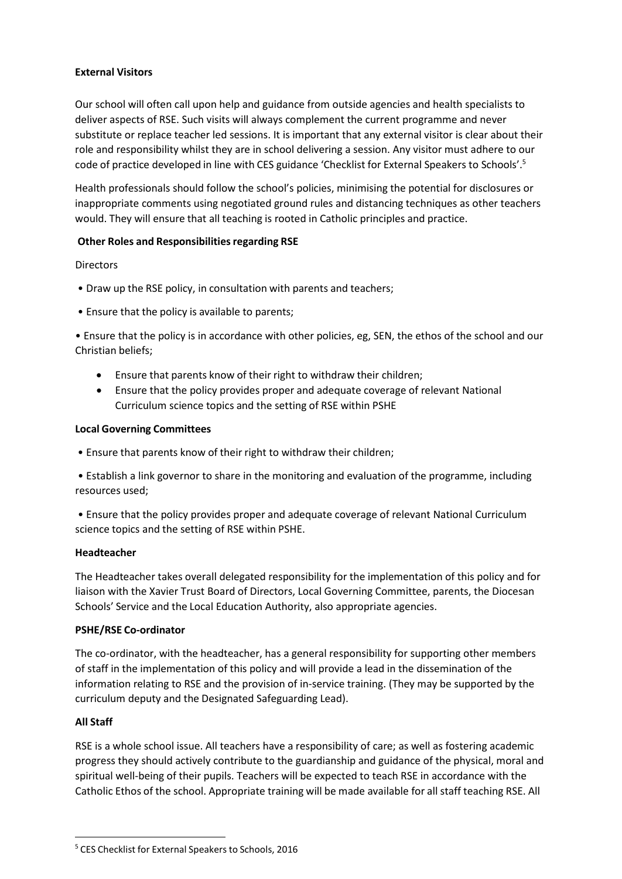**External Visitors**

Our school will often call upon help and guidance from outside agencies and health specialists to deliver aspects of RSE. Such visits will always complement the current programme and never substitute or replace teacher led sessions. It is important that any external visitor is clear about their role and responsibility whilst they are in school delivering a session. Any visitor must adhere to our code of practice developed in line with CES guidance 'Checklist for External Speakers to Schools'.[5]

Health professionals should follow the school's policies, minimising the potential for disclosures or inappropriate comments using negotiated ground rules and distancing techniques as other teachers would. They will ensure that all teaching is rooted in Catholic principles and practice.

**Other Roles and Responsibilities regarding RSE**

Directors

- Draw up the RSE policy, in consultation with parents and teachers;
- Ensure that the policy is available to parents;
- Ensure that the policy is in accordance with other policies, eg, SEN, the ethos of the school and our Christian beliefs;
- Ensure that parents know of their right to withdraw their children;
- Ensure that the policy provides proper and adequate coverage of relevant National Curriculum science topics and the setting of RSE within PSHE

**Local Governing Committees**

- Ensure that parents know of their right to withdraw their children;
- Establish a link governor to share in the monitoring and evaluation of the programme, including resources used;
- Ensure that the policy provides proper and adequate coverage of relevant National Curriculum science topics and the setting of RSE within PSHE.

**Headteacher**

The Headteacher takes overall delegated responsibility for the implementation of this policy and for liaison with the Xavier Trust Board of Directors, Local Governing Committee, parents, the Diocesan Schools' Service and the Local Education Authority, also appropriate agencies.

**PSHE/RSE Co-ordinator**

The co-ordinator, with the headteacher, has a general responsibility for supporting other members of staff in the implementation of this policy and will provide a lead in the dissemination of the information relating to RSE and the provision of in-service training. (They may be supported by the curriculum deputy and the Designated Safeguarding Lead).

**All Staff**

RSE is a whole school issue. All teachers have a responsibility of care; as well as fostering academic progress they should actively contribute to the guardianship and guidance of the physical, moral and spiritual well-being of their pupils. Teachers will be expected to teach RSE in accordance with the Catholic Ethos of the school. Appropriate training will be made available for all staff teaching RSE. All

---

[5] CES Checklist for External Speakers to Schools, 2016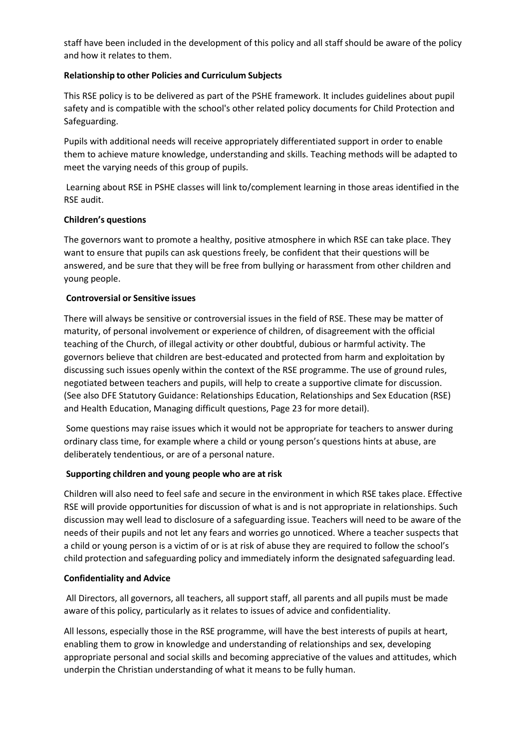staff have been included in the development of this policy and all staff should be aware of the policy and how it relates to them.

**Relationship to other Policies and Curriculum Subjects**

This RSE policy is to be delivered as part of the PSHE framework. It includes guidelines about pupil safety and is compatible with the school's other related policy documents for Child Protection and Safeguarding.

Pupils with additional needs will receive appropriately differentiated support in order to enable them to achieve mature knowledge, understanding and skills. Teaching methods will be adapted to meet the varying needs of this group of pupils.

Learning about RSE in PSHE classes will link to/complement learning in those areas identified in the RSE audit.

**Children's questions**

The governors want to promote a healthy, positive atmosphere in which RSE can take place. They want to ensure that pupils can ask questions freely, be confident that their questions will be answered, and be sure that they will be free from bullying or harassment from other children and young people.

**Controversial or Sensitive issues**

There will always be sensitive or controversial issues in the field of RSE. These may be matter of maturity, of personal involvement or experience of children, of disagreement with the official teaching of the Church, of illegal activity or other doubtful, dubious or harmful activity. The governors believe that children are best-educated and protected from harm and exploitation by discussing such issues openly within the context of the RSE programme. The use of ground rules, negotiated between teachers and pupils, will help to create a supportive climate for discussion. (See also DFE Statutory Guidance: Relationships Education, Relationships and Sex Education (RSE) and Health Education, Managing difficult questions, Page 23 for more detail).

Some questions may raise issues which it would not be appropriate for teachers to answer during ordinary class time, for example where a child or young person's questions hints at abuse, are deliberately tendentious, or are of a personal nature.

**Supporting children and young people who are at risk**

Children will also need to feel safe and secure in the environment in which RSE takes place. Effective RSE will provide opportunities for discussion of what is and is not appropriate in relationships. Such discussion may well lead to disclosure of a safeguarding issue. Teachers will need to be aware of the needs of their pupils and not let any fears and worries go unnoticed. Where a teacher suspects that a child or young person is a victim of or is at risk of abuse they are required to follow the school's child protection and safeguarding policy and immediately inform the designated safeguarding lead.

**Confidentiality and Advice**

All Directors, all governors, all teachers, all support staff, all parents and all pupils must be made aware of this policy, particularly as it relates to issues of advice and confidentiality.

All lessons, especially those in the RSE programme, will have the best interests of pupils at heart, enabling them to grow in knowledge and understanding of relationships and sex, developing appropriate personal and social skills and becoming appreciative of the values and attitudes, which underpin the Christian understanding of what it means to be fully human.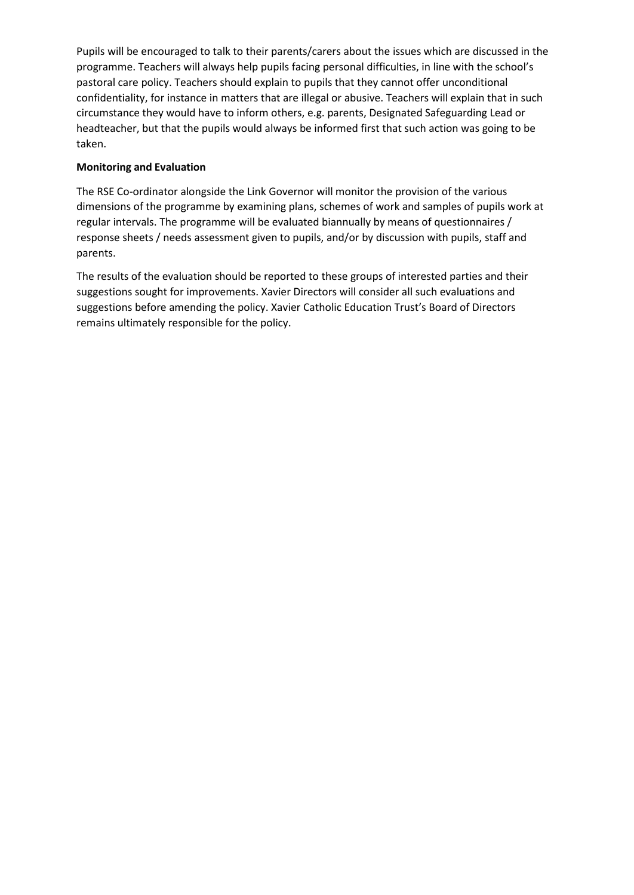Pupils will be encouraged to talk to their parents/carers about the issues which are discussed in the programme. Teachers will always help pupils facing personal difficulties, in line with the school's pastoral care policy. Teachers should explain to pupils that they cannot offer unconditional confidentiality, for instance in matters that are illegal or abusive. Teachers will explain that in such circumstance they would have to inform others, e.g. parents, Designated Safeguarding Lead or headteacher, but that the pupils would always be informed first that such action was going to be taken.

**Monitoring and Evaluation**

The RSE Co-ordinator alongside the Link Governor will monitor the provision of the various dimensions of the programme by examining plans, schemes of work and samples of pupils work at regular intervals. The programme will be evaluated biannually by means of questionnaires / response sheets / needs assessment given to pupils, and/or by discussion with pupils, staff and parents.

The results of the evaluation should be reported to these groups of interested parties and their suggestions sought for improvements. Xavier Directors will consider all such evaluations and suggestions before amending the policy. Xavier Catholic Education Trust's Board of Directors remains ultimately responsible for the policy.